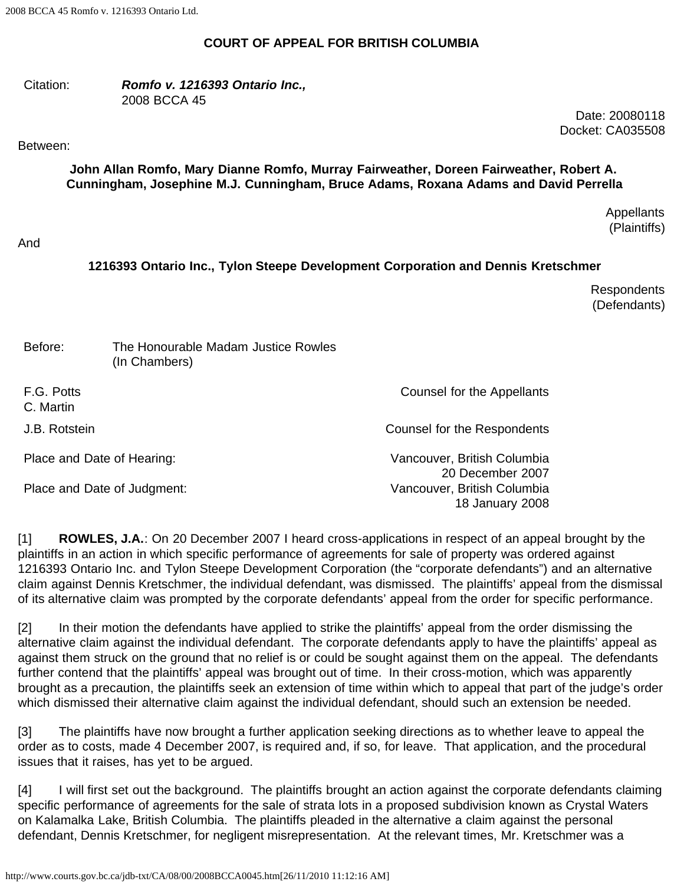## COURT OF APPEAL FOR BRITISH COLUMBIA

Citation: ***Romfo v. 1216393 Ontario Inc.,***
2008 BCCA 45

Date: 20080118
Docket: CA035508

Between:

**John Allan Romfo, Mary Dianne Romfo, Murray Fairweather, Doreen Fairweather, Robert A. Cunningham, Josephine M.J. Cunningham, Bruce Adams, Roxana Adams and David Perrella**

Appellants
(Plaintiffs)

And

**1216393 Ontario Inc., Tylon Steepe Development Corporation and Dennis Kretschmer**

Respondents
(Defendants)

Before: The Honourable Madam Justice Rowles
(In Chambers)

| | |
|---|---|
| F.G. Potts<br>C. Martin | Counsel for the Appellants |
| J.B. Rotstein | Counsel for the Respondents |
| Place and Date of Hearing: | Vancouver, British Columbia<br>20 December 2007 |
| Place and Date of Judgment: | Vancouver, British Columbia<br>18 January 2008 |

[1] **ROWLES, J.A.**: On 20 December 2007 I heard cross-applications in respect of an appeal brought by the plaintiffs in an action in which specific performance of agreements for sale of property was ordered against 1216393 Ontario Inc. and Tylon Steepe Development Corporation (the "corporate defendants") and an alternative claim against Dennis Kretschmer, the individual defendant, was dismissed. The plaintiffs' appeal from the dismissal of its alternative claim was prompted by the corporate defendants' appeal from the order for specific performance.

[2] In their motion the defendants have applied to strike the plaintiffs' appeal from the order dismissing the alternative claim against the individual defendant. The corporate defendants apply to have the plaintiffs' appeal as against them struck on the ground that no relief is or could be sought against them on the appeal. The defendants further contend that the plaintiffs' appeal was brought out of time. In their cross-motion, which was apparently brought as a precaution, the plaintiffs seek an extension of time within which to appeal that part of the judge's order which dismissed their alternative claim against the individual defendant, should such an extension be needed.

[3] The plaintiffs have now brought a further application seeking directions as to whether leave to appeal the order as to costs, made 4 December 2007, is required and, if so, for leave. That application, and the procedural issues that it raises, has yet to be argued.

[4] I will first set out the background. The plaintiffs brought an action against the corporate defendants claiming specific performance of agreements for the sale of strata lots in a proposed subdivision known as Crystal Waters on Kalamalka Lake, British Columbia. The plaintiffs pleaded in the alternative a claim against the personal defendant, Dennis Kretschmer, for negligent misrepresentation. At the relevant times, Mr. Kretschmer was a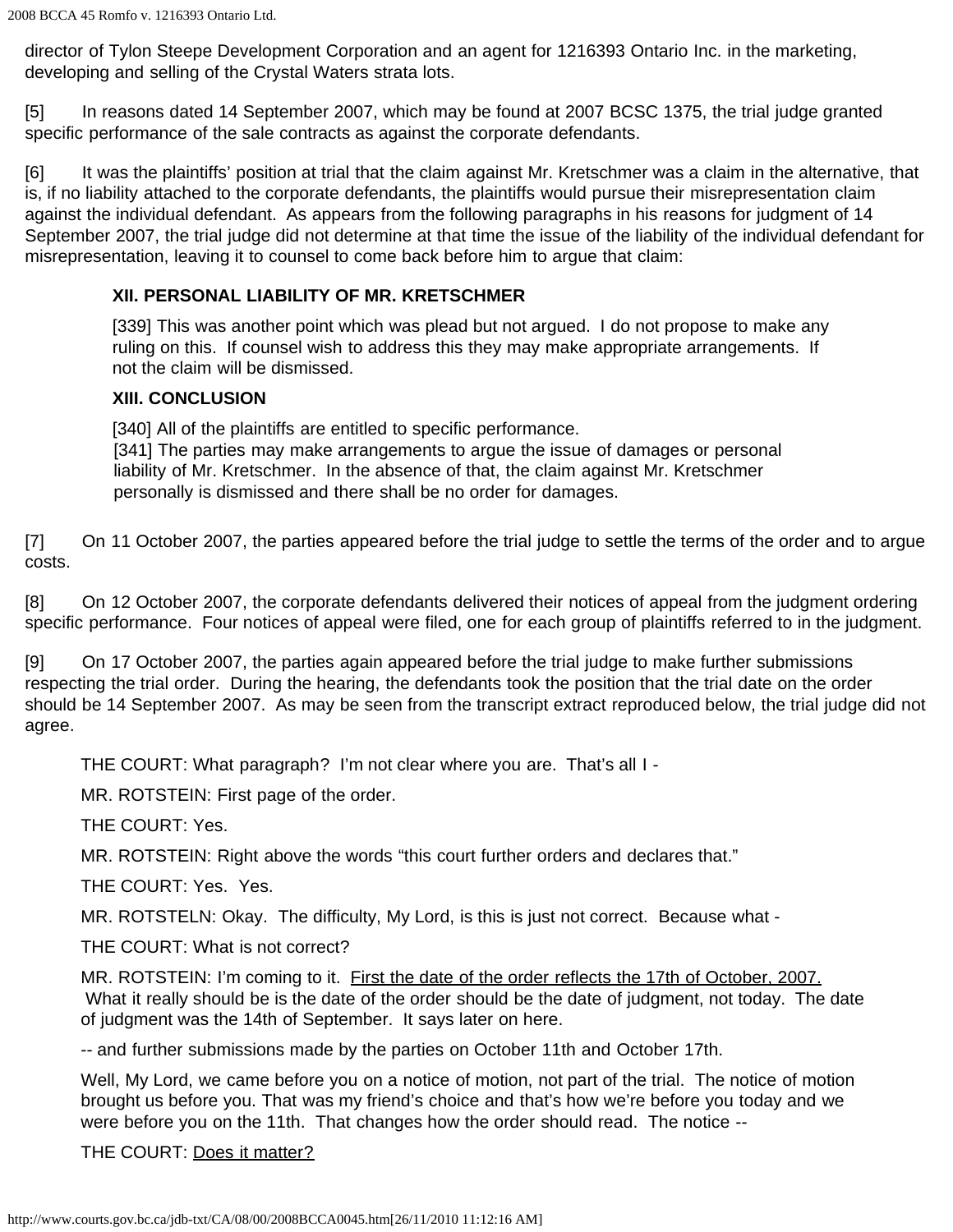director of Tylon Steepe Development Corporation and an agent for 1216393 Ontario Inc. in the marketing, developing and selling of the Crystal Waters strata lots.

[5] In reasons dated 14 September 2007, which may be found at 2007 BCSC 1375, the trial judge granted specific performance of the sale contracts as against the corporate defendants.

[6] It was the plaintiffs' position at trial that the claim against Mr. Kretschmer was a claim in the alternative, that is, if no liability attached to the corporate defendants, the plaintiffs would pursue their misrepresentation claim against the individual defendant. As appears from the following paragraphs in his reasons for judgment of 14 September 2007, the trial judge did not determine at that time the issue of the liability of the individual defendant for misrepresentation, leaving it to counsel to come back before him to argue that claim:

> **XII. PERSONAL LIABILITY OF MR. KRETSCHMER**
>
> [339] This was another point which was plead but not argued. I do not propose to make any ruling on this. If counsel wish to address this they may make appropriate arrangements. If not the claim will be dismissed.
>
> **XIII. CONCLUSION**
>
> [340] All of the plaintiffs are entitled to specific performance.
> [341] The parties may make arrangements to argue the issue of damages or personal liability of Mr. Kretschmer. In the absence of that, the claim against Mr. Kretschmer personally is dismissed and there shall be no order for damages.

[7] On 11 October 2007, the parties appeared before the trial judge to settle the terms of the order and to argue costs.

[8] On 12 October 2007, the corporate defendants delivered their notices of appeal from the judgment ordering specific performance. Four notices of appeal were filed, one for each group of plaintiffs referred to in the judgment.

[9] On 17 October 2007, the parties again appeared before the trial judge to make further submissions respecting the trial order. During the hearing, the defendants took the position that the trial date on the order should be 14 September 2007. As may be seen from the transcript extract reproduced below, the trial judge did not agree.

> THE COURT: What paragraph? I'm not clear where you are. That's all I -
>
> MR. ROTSTEIN: First page of the order.
>
> THE COURT: Yes.
>
> MR. ROTSTEIN: Right above the words "this court further orders and declares that."
>
> THE COURT: Yes. Yes.
>
> MR. ROTSTELN: Okay. The difficulty, My Lord, is this is just not correct. Because what -
>
> THE COURT: What is not correct?
>
> MR. ROTSTEIN: I'm coming to it. <u>First the date of the order reflects the 17th of October, 2007.</u> What it really should be is the date of the order should be the date of judgment, not today. The date of judgment was the 14th of September. It says later on here.
>
> -- and further submissions made by the parties on October 11th and October 17th.
>
> Well, My Lord, we came before you on a notice of motion, not part of the trial. The notice of motion brought us before you. That was my friend's choice and that's how we're before you today and we were before you on the 11th. That changes how the order should read. The notice --
>
> THE COURT: <u>Does it matter?</u>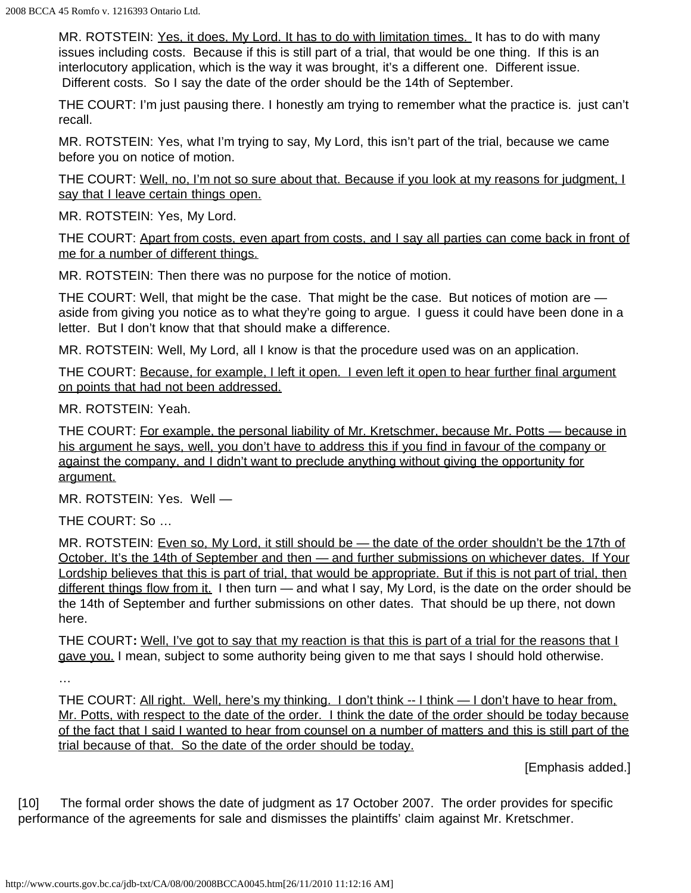MR. ROTSTEIN: <u>Yes, it does, My Lord. It has to do with limitation times.</u> It has to do with many issues including costs. Because if this is still part of a trial, that would be one thing. If this is an interlocutory application, which is the way it was brought, it's a different one. Different issue. Different costs. So I say the date of the order should be the 14th of September.

THE COURT: I'm just pausing there. I honestly am trying to remember what the practice is. just can't recall.

MR. ROTSTEIN: Yes, what I'm trying to say, My Lord, this isn't part of the trial, because we came before you on notice of motion.

THE COURT: <u>Well, no, I'm not so sure about that. Because if you look at my reasons for judgment, I say that I leave certain things open.</u>

MR. ROTSTEIN: Yes, My Lord.

THE COURT: <u>Apart from costs, even apart from costs, and I say all parties can come back in front of me for a number of different things.</u>

MR. ROTSTEIN: Then there was no purpose for the notice of motion.

THE COURT: Well, that might be the case. That might be the case. But notices of motion are — aside from giving you notice as to what they're going to argue. I guess it could have been done in a letter. But I don't know that that should make a difference.

MR. ROTSTEIN: Well, My Lord, all I know is that the procedure used was on an application.

THE COURT: <u>Because, for example, I left it open. I even left it open to hear further final argument on points that had not been addressed.</u>

MR. ROTSTEIN: Yeah.

THE COURT: <u>For example, the personal liability of Mr. Kretschmer, because Mr. Potts — because in his argument he says, well, you don't have to address this if you find in favour of the company or against the company, and I didn't want to preclude anything without giving the opportunity for argument.</u>

MR. ROTSTEIN: Yes. Well —

THE COURT: So …

MR. ROTSTEIN: <u>Even so, My Lord, it still should be — the date of the order shouldn't be the 17th of October. It's the 14th of September and then — and further submissions on whichever dates. If Your Lordship believes that this is part of trial, that would be appropriate. But if this is not part of trial, then different things flow from it.</u> I then turn — and what I say, My Lord, is the date on the order should be the 14th of September and further submissions on other dates. That should be up there, not down here.

THE COURT**:** <u>Well, I've got to say that my reaction is that this is part of a trial for the reasons that I gave you.</u> I mean, subject to some authority being given to me that says I should hold otherwise.

…

THE COURT: <u>All right. Well, here's my thinking. I don't think -- I think — I don't have to hear from, Mr. Potts, with respect to the date of the order. I think the date of the order should be today because of the fact that I said I wanted to hear from counsel on a number of matters and this is still part of the trial because of that. So the date of the order should be today.</u>

[Emphasis added.]

[10] The formal order shows the date of judgment as 17 October 2007. The order provides for specific performance of the agreements for sale and dismisses the plaintiffs' claim against Mr. Kretschmer.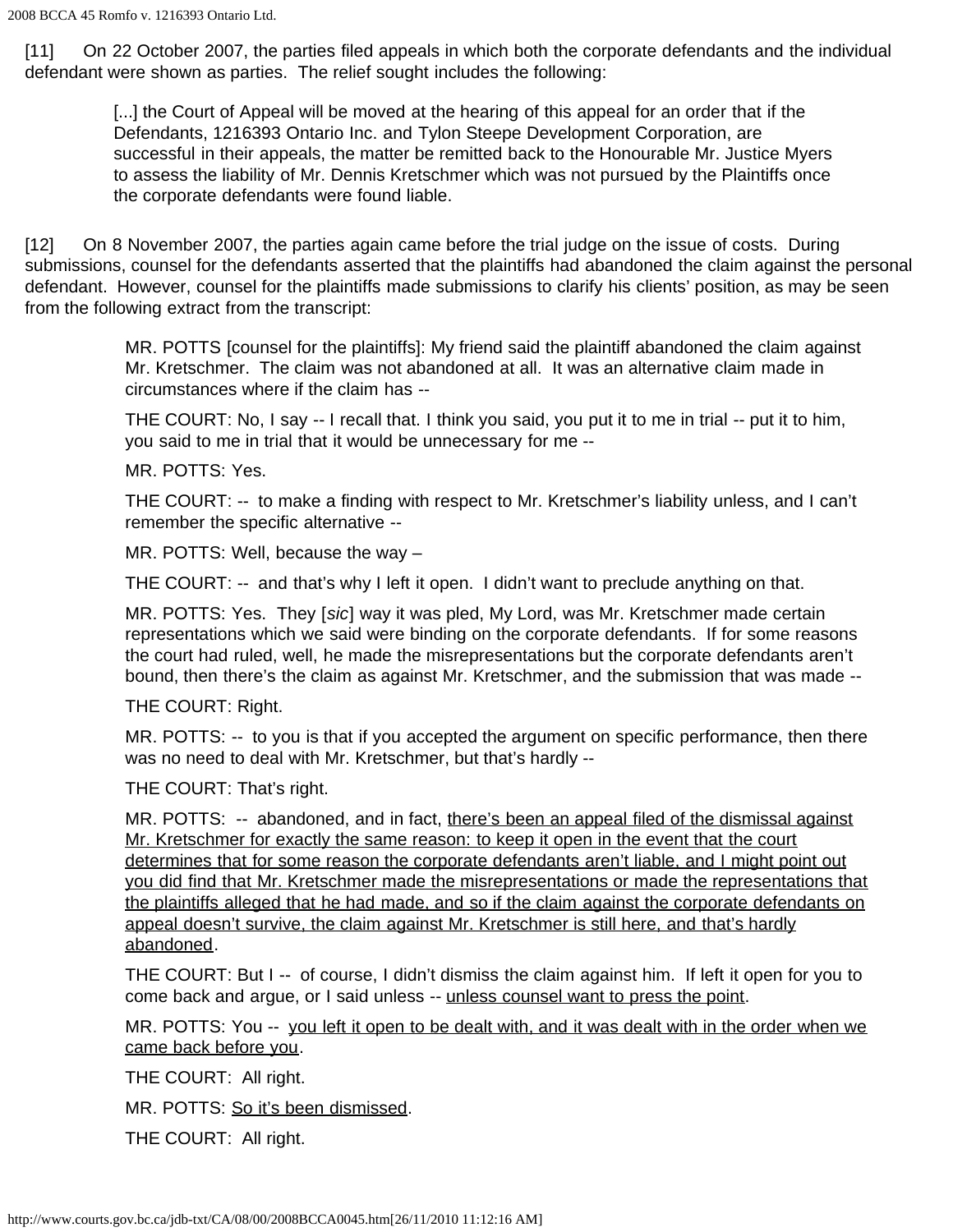[11]  On 22 October 2007, the parties filed appeals in which both the corporate defendants and the individual defendant were shown as parties. The relief sought includes the following:

> [...] the Court of Appeal will be moved at the hearing of this appeal for an order that if the Defendants, 1216393 Ontario Inc. and Tylon Steepe Development Corporation, are successful in their appeals, the matter be remitted back to the Honourable Mr. Justice Myers to assess the liability of Mr. Dennis Kretschmer which was not pursued by the Plaintiffs once the corporate defendants were found liable.

[12]  On 8 November 2007, the parties again came before the trial judge on the issue of costs. During submissions, counsel for the defendants asserted that the plaintiffs had abandoned the claim against the personal defendant. However, counsel for the plaintiffs made submissions to clarify his clients' position, as may be seen from the following extract from the transcript:

> MR. POTTS [counsel for the plaintiffs]: My friend said the plaintiff abandoned the claim against Mr. Kretschmer. The claim was not abandoned at all. It was an alternative claim made in circumstances where if the claim has --
>
> THE COURT: No, I say -- I recall that. I think you said, you put it to me in trial -- put it to him, you said to me in trial that it would be unnecessary for me --
>
> MR. POTTS: Yes.
>
> THE COURT: -- to make a finding with respect to Mr. Kretschmer's liability unless, and I can't remember the specific alternative --
>
> MR. POTTS: Well, because the way –
>
> THE COURT: -- and that's why I left it open. I didn't want to preclude anything on that.
>
> MR. POTTS: Yes. They [*sic*] way it was pled, My Lord, was Mr. Kretschmer made certain representations which we said were binding on the corporate defendants. If for some reasons the court had ruled, well, he made the misrepresentations but the corporate defendants aren't bound, then there's the claim as against Mr. Kretschmer, and the submission that was made --
>
> THE COURT: Right.
>
> MR. POTTS: -- to you is that if you accepted the argument on specific performance, then there was no need to deal with Mr. Kretschmer, but that's hardly --
>
> THE COURT: That's right.
>
> MR. POTTS: -- abandoned, and in fact, <u>there's been an appeal filed of the dismissal against Mr. Kretschmer for exactly the same reason: to keep it open in the event that the court determines that for some reason the corporate defendants aren't liable, and I might point out you did find that Mr. Kretschmer made the misrepresentations or made the representations that the plaintiffs alleged that he had made, and so if the claim against the corporate defendants on appeal doesn't survive, the claim against Mr. Kretschmer is still here, and that's hardly abandoned</u>.
>
> THE COURT: But I -- of course, I didn't dismiss the claim against him. If left it open for you to come back and argue, or I said unless -- <u>unless counsel want to press the point</u>.
>
> MR. POTTS: You -- <u>you left it open to be dealt with, and it was dealt with in the order when we came back before you</u>.
>
> THE COURT: All right.
>
> MR. POTTS: <u>So it's been dismissed</u>.
>
> THE COURT: All right.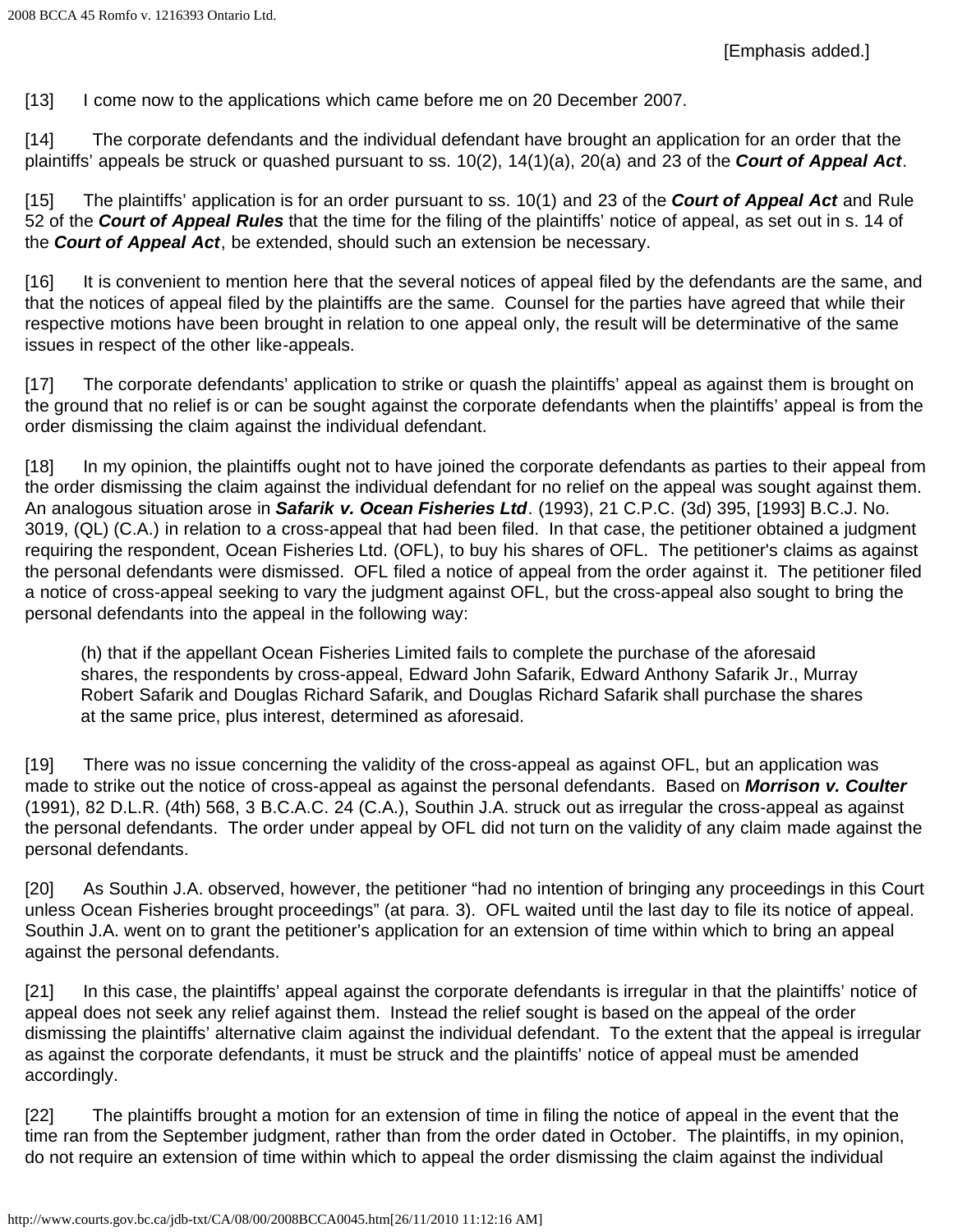[Emphasis added.]

[13] I come now to the applications which came before me on 20 December 2007.

[14] The corporate defendants and the individual defendant have brought an application for an order that the plaintiffs' appeals be struck or quashed pursuant to ss. 10(2), 14(1)(a), 20(a) and 23 of the ***Court of Appeal Act***.

[15] The plaintiffs' application is for an order pursuant to ss. 10(1) and 23 of the ***Court of Appeal Act*** and Rule 52 of the ***Court of Appeal Rules*** that the time for the filing of the plaintiffs' notice of appeal, as set out in s. 14 of the ***Court of Appeal Act***, be extended, should such an extension be necessary.

[16] It is convenient to mention here that the several notices of appeal filed by the defendants are the same, and that the notices of appeal filed by the plaintiffs are the same. Counsel for the parties have agreed that while their respective motions have been brought in relation to one appeal only, the result will be determinative of the same issues in respect of the other like-appeals.

[17] The corporate defendants' application to strike or quash the plaintiffs' appeal as against them is brought on the ground that no relief is or can be sought against the corporate defendants when the plaintiffs' appeal is from the order dismissing the claim against the individual defendant.

[18] In my opinion, the plaintiffs ought not to have joined the corporate defendants as parties to their appeal from the order dismissing the claim against the individual defendant for no relief on the appeal was sought against them. An analogous situation arose in ***Safarik v. Ocean Fisheries Ltd***. (1993), 21 C.P.C. (3d) 395, [1993] B.C.J. No. 3019, (QL) (C.A.) in relation to a cross-appeal that had been filed. In that case, the petitioner obtained a judgment requiring the respondent, Ocean Fisheries Ltd. (OFL), to buy his shares of OFL. The petitioner's claims as against the personal defendants were dismissed. OFL filed a notice of appeal from the order against it. The petitioner filed a notice of cross-appeal seeking to vary the judgment against OFL, but the cross-appeal also sought to bring the personal defendants into the appeal in the following way:

> (h) that if the appellant Ocean Fisheries Limited fails to complete the purchase of the aforesaid shares, the respondents by cross-appeal, Edward John Safarik, Edward Anthony Safarik Jr., Murray Robert Safarik and Douglas Richard Safarik, and Douglas Richard Safarik shall purchase the shares at the same price, plus interest, determined as aforesaid.

[19] There was no issue concerning the validity of the cross-appeal as against OFL, but an application was made to strike out the notice of cross-appeal as against the personal defendants. Based on ***Morrison v. Coulter*** (1991), 82 D.L.R. (4th) 568, 3 B.C.A.C. 24 (C.A.), Southin J.A. struck out as irregular the cross-appeal as against the personal defendants. The order under appeal by OFL did not turn on the validity of any claim made against the personal defendants.

[20] As Southin J.A. observed, however, the petitioner "had no intention of bringing any proceedings in this Court unless Ocean Fisheries brought proceedings" (at para. 3). OFL waited until the last day to file its notice of appeal. Southin J.A. went on to grant the petitioner's application for an extension of time within which to bring an appeal against the personal defendants.

[21] In this case, the plaintiffs' appeal against the corporate defendants is irregular in that the plaintiffs' notice of appeal does not seek any relief against them. Instead the relief sought is based on the appeal of the order dismissing the plaintiffs' alternative claim against the individual defendant. To the extent that the appeal is irregular as against the corporate defendants, it must be struck and the plaintiffs' notice of appeal must be amended accordingly.

[22] The plaintiffs brought a motion for an extension of time in filing the notice of appeal in the event that the time ran from the September judgment, rather than from the order dated in October. The plaintiffs, in my opinion, do not require an extension of time within which to appeal the order dismissing the claim against the individual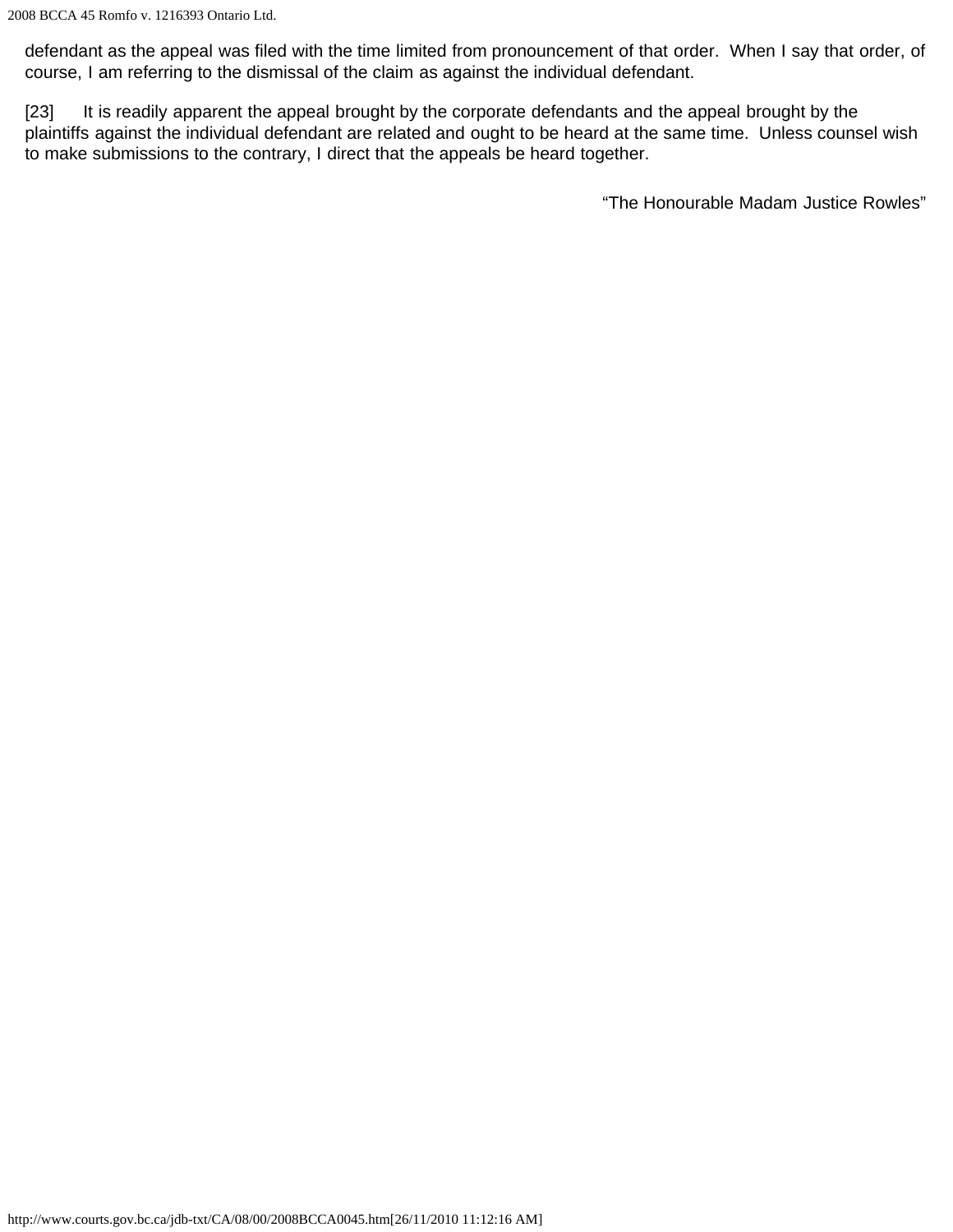defendant as the appeal was filed with the time limited from pronouncement of that order. When I say that order, of course, I am referring to the dismissal of the claim as against the individual defendant.

[23] It is readily apparent the appeal brought by the corporate defendants and the appeal brought by the plaintiffs against the individual defendant are related and ought to be heard at the same time. Unless counsel wish to make submissions to the contrary, I direct that the appeals be heard together.

"The Honourable Madam Justice Rowles"